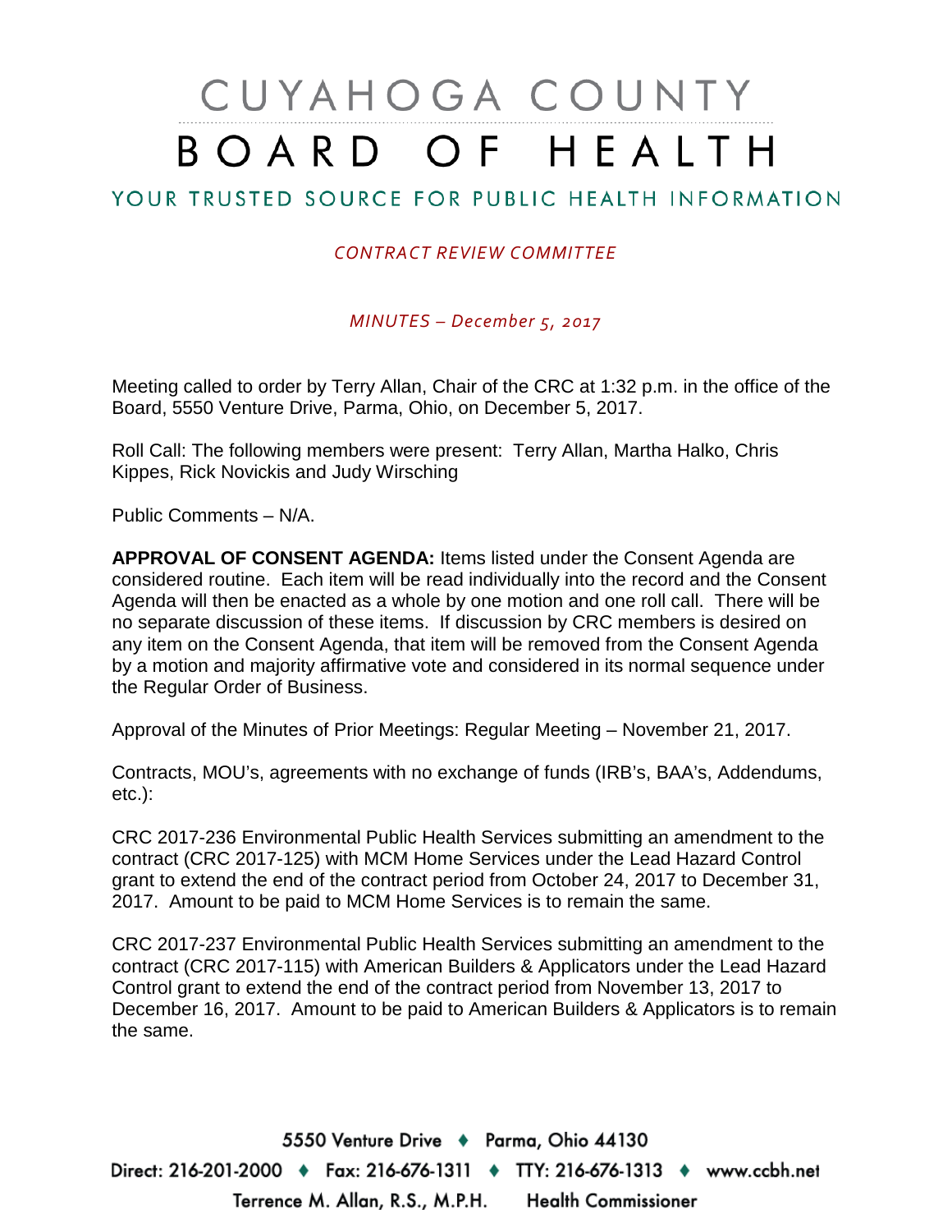# CUYAHOGA COUNTY BOARD OF HEALTH

## YOUR TRUSTED SOURCE FOR PUBLIC HEALTH INFORMATION

*CONTRACT REVIEW COMMITTEE*

*MINUTES – December 5, 2017*

Meeting called to order by Terry Allan, Chair of the CRC at 1:32 p.m. in the office of the Board, 5550 Venture Drive, Parma, Ohio, on December 5, 2017.

Roll Call: The following members were present: Terry Allan, Martha Halko, Chris Kippes, Rick Novickis and Judy Wirsching

Public Comments – N/A.

**APPROVAL OF CONSENT AGENDA:** Items listed under the Consent Agenda are considered routine. Each item will be read individually into the record and the Consent Agenda will then be enacted as a whole by one motion and one roll call. There will be no separate discussion of these items. If discussion by CRC members is desired on any item on the Consent Agenda, that item will be removed from the Consent Agenda by a motion and majority affirmative vote and considered in its normal sequence under the Regular Order of Business.

Approval of the Minutes of Prior Meetings: Regular Meeting – November 21, 2017.

Contracts, MOU's, agreements with no exchange of funds (IRB's, BAA's, Addendums, etc.):

CRC 2017-236 Environmental Public Health Services submitting an amendment to the contract (CRC 2017-125) with MCM Home Services under the Lead Hazard Control grant to extend the end of the contract period from October 24, 2017 to December 31, 2017. Amount to be paid to MCM Home Services is to remain the same.

CRC 2017-237 Environmental Public Health Services submitting an amendment to the contract (CRC 2017-115) with American Builders & Applicators under the Lead Hazard Control grant to extend the end of the contract period from November 13, 2017 to December 16, 2017. Amount to be paid to American Builders & Applicators is to remain the same.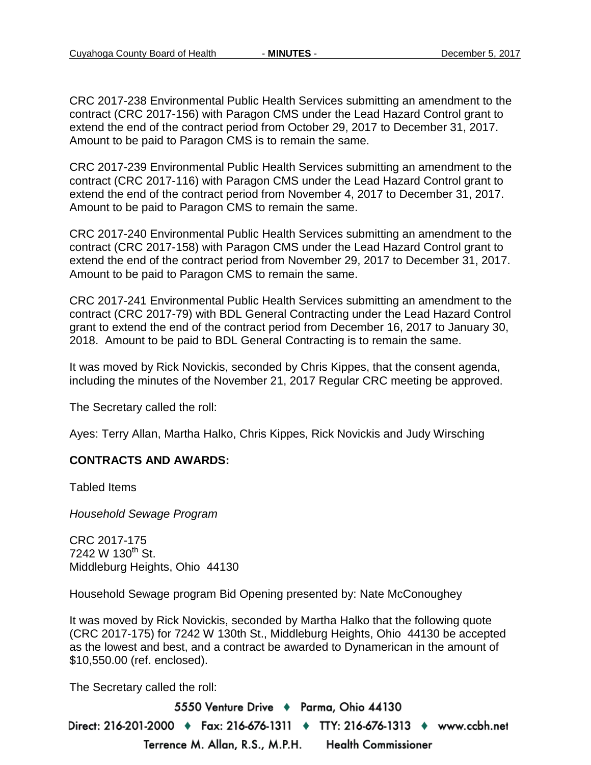CRC 2017-238 Environmental Public Health Services submitting an amendment to the contract (CRC 2017-156) with Paragon CMS under the Lead Hazard Control grant to extend the end of the contract period from October 29, 2017 to December 31, 2017. Amount to be paid to Paragon CMS is to remain the same.

CRC 2017-239 Environmental Public Health Services submitting an amendment to the contract (CRC 2017-116) with Paragon CMS under the Lead Hazard Control grant to extend the end of the contract period from November 4, 2017 to December 31, 2017. Amount to be paid to Paragon CMS to remain the same.

CRC 2017-240 Environmental Public Health Services submitting an amendment to the contract (CRC 2017-158) with Paragon CMS under the Lead Hazard Control grant to extend the end of the contract period from November 29, 2017 to December 31, 2017. Amount to be paid to Paragon CMS to remain the same.

CRC 2017-241 Environmental Public Health Services submitting an amendment to the contract (CRC 2017-79) with BDL General Contracting under the Lead Hazard Control grant to extend the end of the contract period from December 16, 2017 to January 30, 2018. Amount to be paid to BDL General Contracting is to remain the same.

It was moved by Rick Novickis, seconded by Chris Kippes, that the consent agenda, including the minutes of the November 21, 2017 Regular CRC meeting be approved.

The Secretary called the roll:

Ayes: Terry Allan, Martha Halko, Chris Kippes, Rick Novickis and Judy Wirsching

**CONTRACTS AND AWARDS:**

Tabled Items

*Household Sewage Program*

CRC 2017-175
7242 W 130th St.
Middleburg Heights, Ohio 44130

Household Sewage program Bid Opening presented by: Nate McConoughey

It was moved by Rick Novickis, seconded by Martha Halko that the following quote (CRC 2017-175) for 7242 W 130th St., Middleburg Heights, Ohio 44130 be accepted as the lowest and best, and a contract be awarded to Dynamerican in the amount of $10,550.00 (ref. enclosed).

The Secretary called the roll: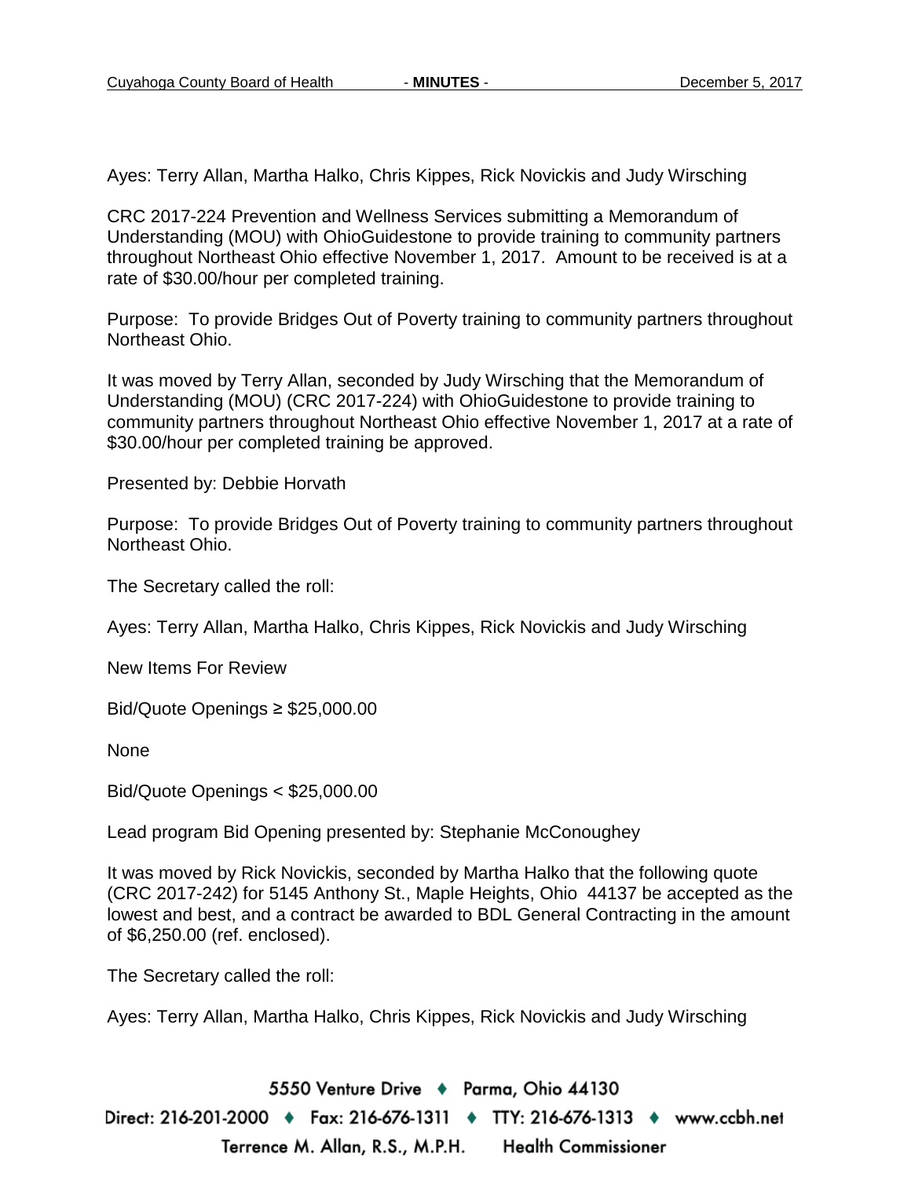Ayes: Terry Allan, Martha Halko, Chris Kippes, Rick Novickis and Judy Wirsching

CRC 2017-224 Prevention and Wellness Services submitting a Memorandum of Understanding (MOU) with OhioGuidestone to provide training to community partners throughout Northeast Ohio effective November 1, 2017. Amount to be received is at a rate of $30.00/hour per completed training.

Purpose: To provide Bridges Out of Poverty training to community partners throughout Northeast Ohio.

It was moved by Terry Allan, seconded by Judy Wirsching that the Memorandum of Understanding (MOU) (CRC 2017-224) with OhioGuidestone to provide training to community partners throughout Northeast Ohio effective November 1, 2017 at a rate of $30.00/hour per completed training be approved.

Presented by: Debbie Horvath

Purpose: To provide Bridges Out of Poverty training to community partners throughout Northeast Ohio.

The Secretary called the roll:

Ayes: Terry Allan, Martha Halko, Chris Kippes, Rick Novickis and Judy Wirsching

New Items For Review

Bid/Quote Openings ≥ $25,000.00

None

Bid/Quote Openings < $25,000.00

Lead program Bid Opening presented by: Stephanie McConoughey

It was moved by Rick Novickis, seconded by Martha Halko that the following quote (CRC 2017-242) for 5145 Anthony St., Maple Heights, Ohio 44137 be accepted as the lowest and best, and a contract be awarded to BDL General Contracting in the amount of $6,250.00 (ref. enclosed).

The Secretary called the roll:

Ayes: Terry Allan, Martha Halko, Chris Kippes, Rick Novickis and Judy Wirsching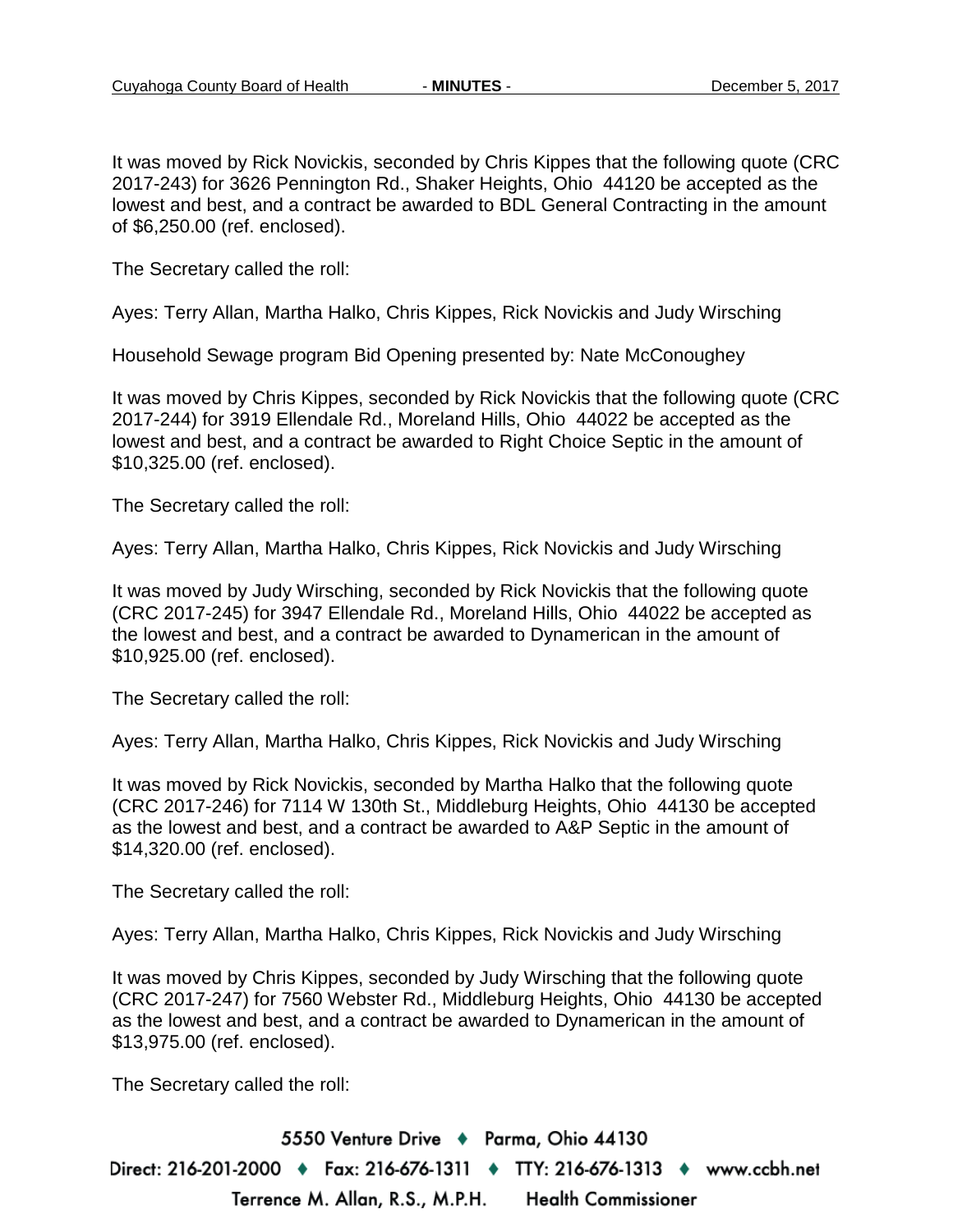It was moved by Rick Novickis, seconded by Chris Kippes that the following quote (CRC 2017-243) for 3626 Pennington Rd., Shaker Heights, Ohio 44120 be accepted as the lowest and best, and a contract be awarded to BDL General Contracting in the amount of $6,250.00 (ref. enclosed).

The Secretary called the roll:

Ayes: Terry Allan, Martha Halko, Chris Kippes, Rick Novickis and Judy Wirsching

Household Sewage program Bid Opening presented by: Nate McConoughey

It was moved by Chris Kippes, seconded by Rick Novickis that the following quote (CRC 2017-244) for 3919 Ellendale Rd., Moreland Hills, Ohio 44022 be accepted as the lowest and best, and a contract be awarded to Right Choice Septic in the amount of $10,325.00 (ref. enclosed).

The Secretary called the roll:

Ayes: Terry Allan, Martha Halko, Chris Kippes, Rick Novickis and Judy Wirsching

It was moved by Judy Wirsching, seconded by Rick Novickis that the following quote (CRC 2017-245) for 3947 Ellendale Rd., Moreland Hills, Ohio 44022 be accepted as the lowest and best, and a contract be awarded to Dynamerican in the amount of $10,925.00 (ref. enclosed).

The Secretary called the roll:

Ayes: Terry Allan, Martha Halko, Chris Kippes, Rick Novickis and Judy Wirsching

It was moved by Rick Novickis, seconded by Martha Halko that the following quote (CRC 2017-246) for 7114 W 130th St., Middleburg Heights, Ohio 44130 be accepted as the lowest and best, and a contract be awarded to A&P Septic in the amount of $14,320.00 (ref. enclosed).

The Secretary called the roll:

Ayes: Terry Allan, Martha Halko, Chris Kippes, Rick Novickis and Judy Wirsching

It was moved by Chris Kippes, seconded by Judy Wirsching that the following quote (CRC 2017-247) for 7560 Webster Rd., Middleburg Heights, Ohio 44130 be accepted as the lowest and best, and a contract be awarded to Dynamerican in the amount of $13,975.00 (ref. enclosed).

The Secretary called the roll: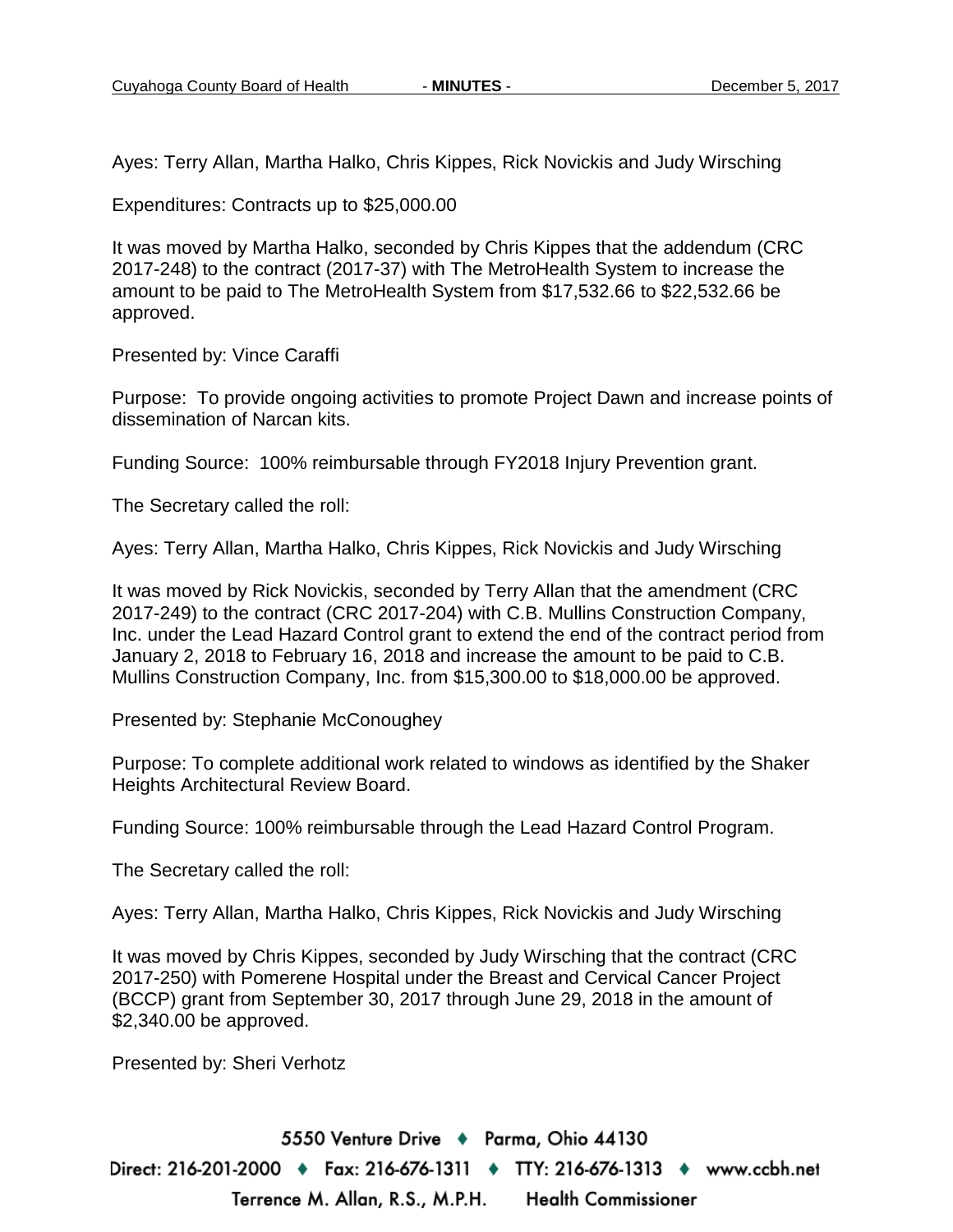Ayes: Terry Allan, Martha Halko, Chris Kippes, Rick Novickis and Judy Wirsching

Expenditures: Contracts up to $25,000.00

It was moved by Martha Halko, seconded by Chris Kippes that the addendum (CRC 2017-248) to the contract (2017-37) with The MetroHealth System to increase the amount to be paid to The MetroHealth System from $17,532.66 to $22,532.66 be approved.

Presented by: Vince Caraffi

Purpose: To provide ongoing activities to promote Project Dawn and increase points of dissemination of Narcan kits.

Funding Source: 100% reimbursable through FY2018 Injury Prevention grant.

The Secretary called the roll:

Ayes: Terry Allan, Martha Halko, Chris Kippes, Rick Novickis and Judy Wirsching

It was moved by Rick Novickis, seconded by Terry Allan that the amendment (CRC 2017-249) to the contract (CRC 2017-204) with C.B. Mullins Construction Company, Inc. under the Lead Hazard Control grant to extend the end of the contract period from January 2, 2018 to February 16, 2018 and increase the amount to be paid to C.B. Mullins Construction Company, Inc. from $15,300.00 to $18,000.00 be approved.

Presented by: Stephanie McConoughey

Purpose: To complete additional work related to windows as identified by the Shaker Heights Architectural Review Board.

Funding Source: 100% reimbursable through the Lead Hazard Control Program.

The Secretary called the roll:

Ayes: Terry Allan, Martha Halko, Chris Kippes, Rick Novickis and Judy Wirsching

It was moved by Chris Kippes, seconded by Judy Wirsching that the contract (CRC 2017-250) with Pomerene Hospital under the Breast and Cervical Cancer Project (BCCP) grant from September 30, 2017 through June 29, 2018 in the amount of $2,340.00 be approved.

Presented by: Sheri Verhotz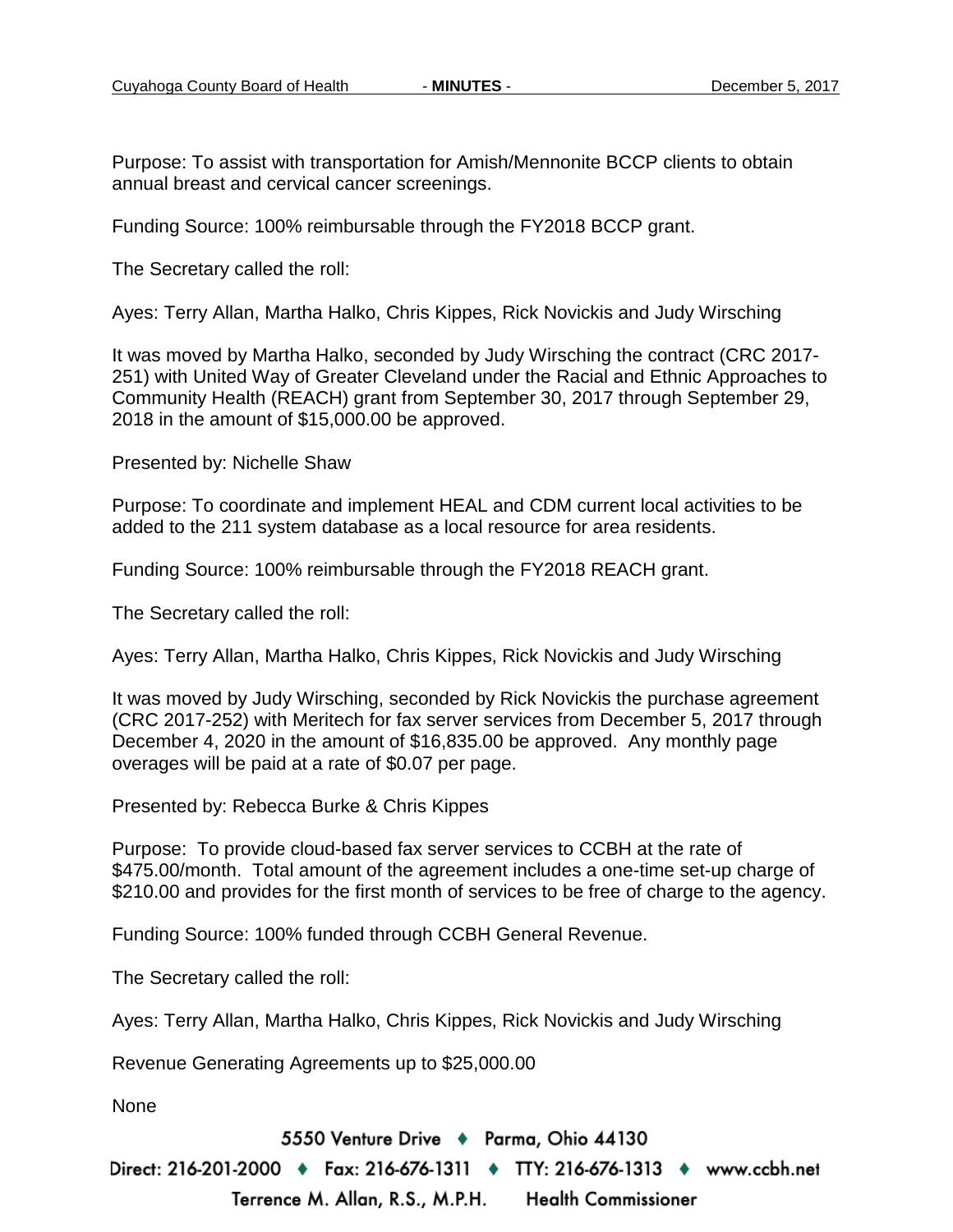Purpose: To assist with transportation for Amish/Mennonite BCCP clients to obtain annual breast and cervical cancer screenings.

Funding Source: 100% reimbursable through the FY2018 BCCP grant.

The Secretary called the roll:

Ayes: Terry Allan, Martha Halko, Chris Kippes, Rick Novickis and Judy Wirsching

It was moved by Martha Halko, seconded by Judy Wirsching the contract (CRC 2017-251) with United Way of Greater Cleveland under the Racial and Ethnic Approaches to Community Health (REACH) grant from September 30, 2017 through September 29, 2018 in the amount of $15,000.00 be approved.

Presented by: Nichelle Shaw

Purpose: To coordinate and implement HEAL and CDM current local activities to be added to the 211 system database as a local resource for area residents.

Funding Source: 100% reimbursable through the FY2018 REACH grant.

The Secretary called the roll:

Ayes: Terry Allan, Martha Halko, Chris Kippes, Rick Novickis and Judy Wirsching

It was moved by Judy Wirsching, seconded by Rick Novickis the purchase agreement (CRC 2017-252) with Meritech for fax server services from December 5, 2017 through December 4, 2020 in the amount of $16,835.00 be approved. Any monthly page overages will be paid at a rate of $0.07 per page.

Presented by: Rebecca Burke & Chris Kippes

Purpose: To provide cloud-based fax server services to CCBH at the rate of $475.00/month. Total amount of the agreement includes a one-time set-up charge of $210.00 and provides for the first month of services to be free of charge to the agency.

Funding Source: 100% funded through CCBH General Revenue.

The Secretary called the roll:

Ayes: Terry Allan, Martha Halko, Chris Kippes, Rick Novickis and Judy Wirsching

Revenue Generating Agreements up to $25,000.00

None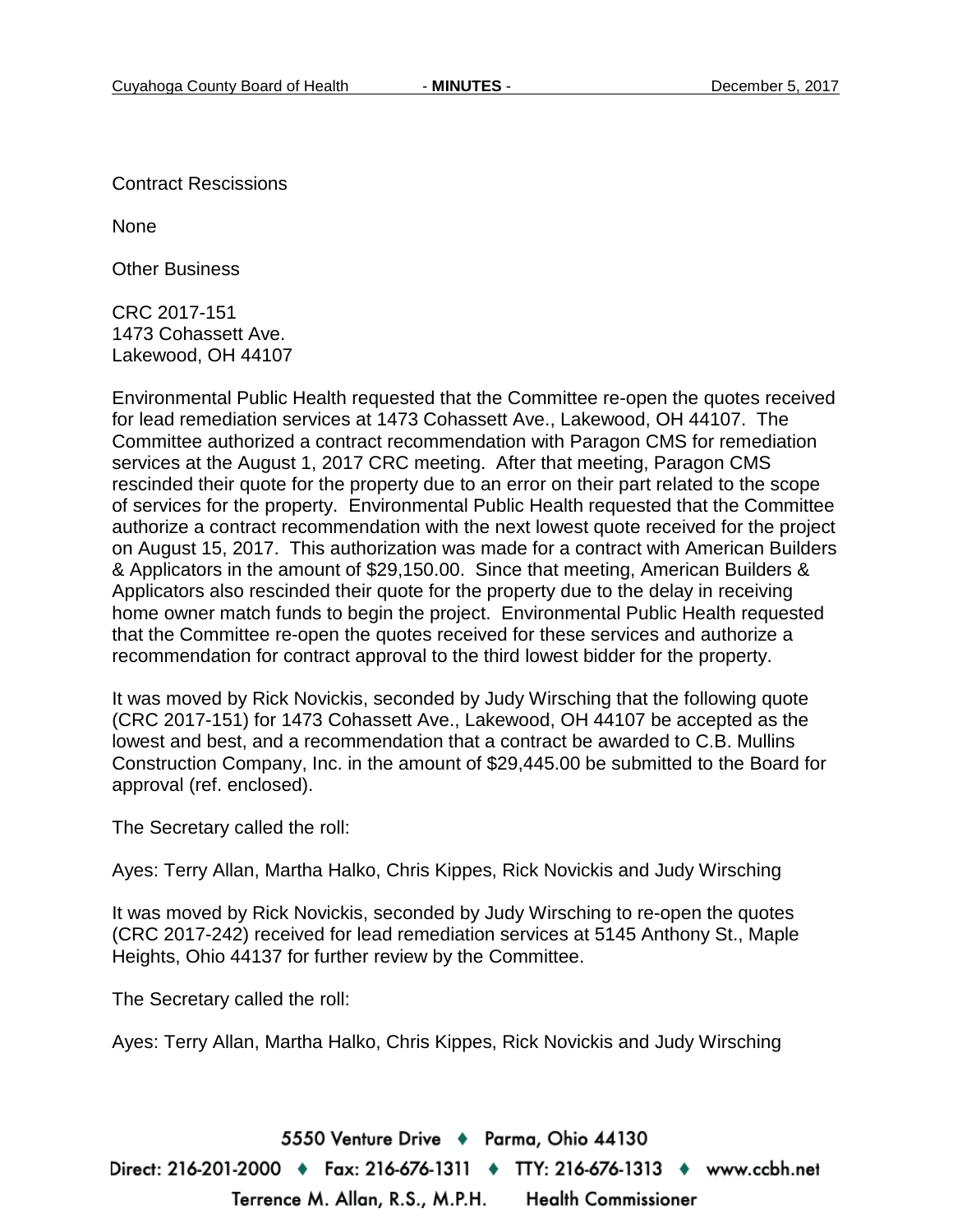Contract Rescissions

None

Other Business

CRC 2017-151
1473 Cohassett Ave.
Lakewood, OH 44107

Environmental Public Health requested that the Committee re-open the quotes received for lead remediation services at 1473 Cohassett Ave., Lakewood, OH 44107. The Committee authorized a contract recommendation with Paragon CMS for remediation services at the August 1, 2017 CRC meeting. After that meeting, Paragon CMS rescinded their quote for the property due to an error on their part related to the scope of services for the property. Environmental Public Health requested that the Committee authorize a contract recommendation with the next lowest quote received for the project on August 15, 2017. This authorization was made for a contract with American Builders & Applicators in the amount of $29,150.00. Since that meeting, American Builders & Applicators also rescinded their quote for the property due to the delay in receiving home owner match funds to begin the project. Environmental Public Health requested that the Committee re-open the quotes received for these services and authorize a recommendation for contract approval to the third lowest bidder for the property.

It was moved by Rick Novickis, seconded by Judy Wirsching that the following quote (CRC 2017-151) for 1473 Cohassett Ave., Lakewood, OH 44107 be accepted as the lowest and best, and a recommendation that a contract be awarded to C.B. Mullins Construction Company, Inc. in the amount of $29,445.00 be submitted to the Board for approval (ref. enclosed).

The Secretary called the roll:

Ayes: Terry Allan, Martha Halko, Chris Kippes, Rick Novickis and Judy Wirsching

It was moved by Rick Novickis, seconded by Judy Wirsching to re-open the quotes (CRC 2017-242) received for lead remediation services at 5145 Anthony St., Maple Heights, Ohio 44137 for further review by the Committee.

The Secretary called the roll:

Ayes: Terry Allan, Martha Halko, Chris Kippes, Rick Novickis and Judy Wirsching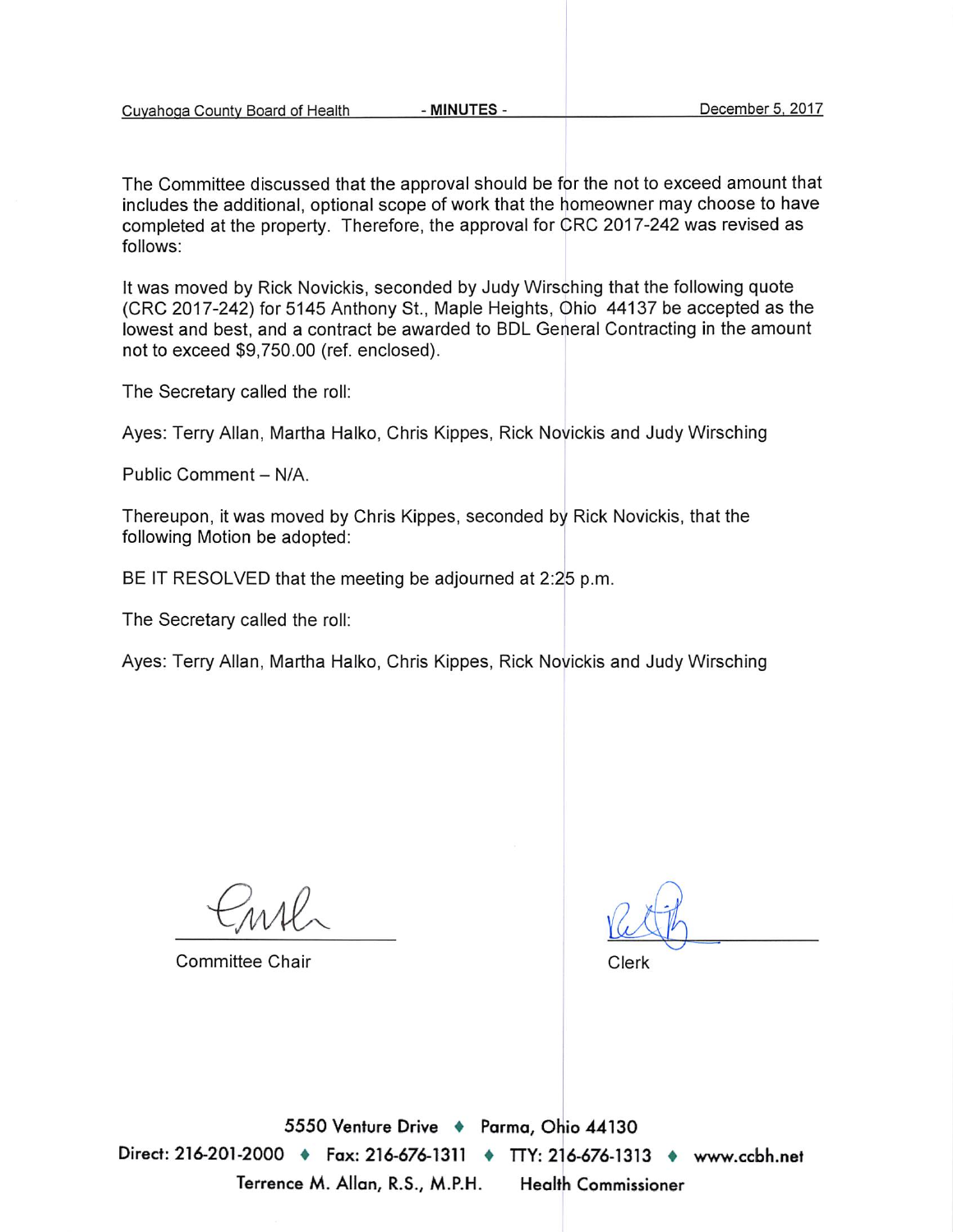The Committee discussed that the approval should be for the not to exceed amount that includes the additional, optional scope of work that the homeowner may choose to have completed at the property. Therefore, the approval for CRC 2017-242 was revised as follows:

It was moved by Rick Novickis, seconded by Judy Wirsching that the following quote (CRC 2017-242) for 5145 Anthony St., Maple Heights, Ohio 44137 be accepted as the lowest and best, and a contract be awarded to BDL General Contracting in the amount not to exceed $9,750.00 (ref. enclosed).

The Secretary called the roll:

Ayes: Terry Allan, Martha Halko, Chris Kippes, Rick Novickis and Judy Wirsching

Public Comment – N/A.

Thereupon, it was moved by Chris Kippes, seconded by Rick Novickis, that the following Motion be adopted:

BE IT RESOLVED that the meeting be adjourned at 2:25 p.m.

The Secretary called the roll:

Ayes: Terry Allan, Martha Halko, Chris Kippes, Rick Novickis and Judy Wirsching

Committee Chair

Clerk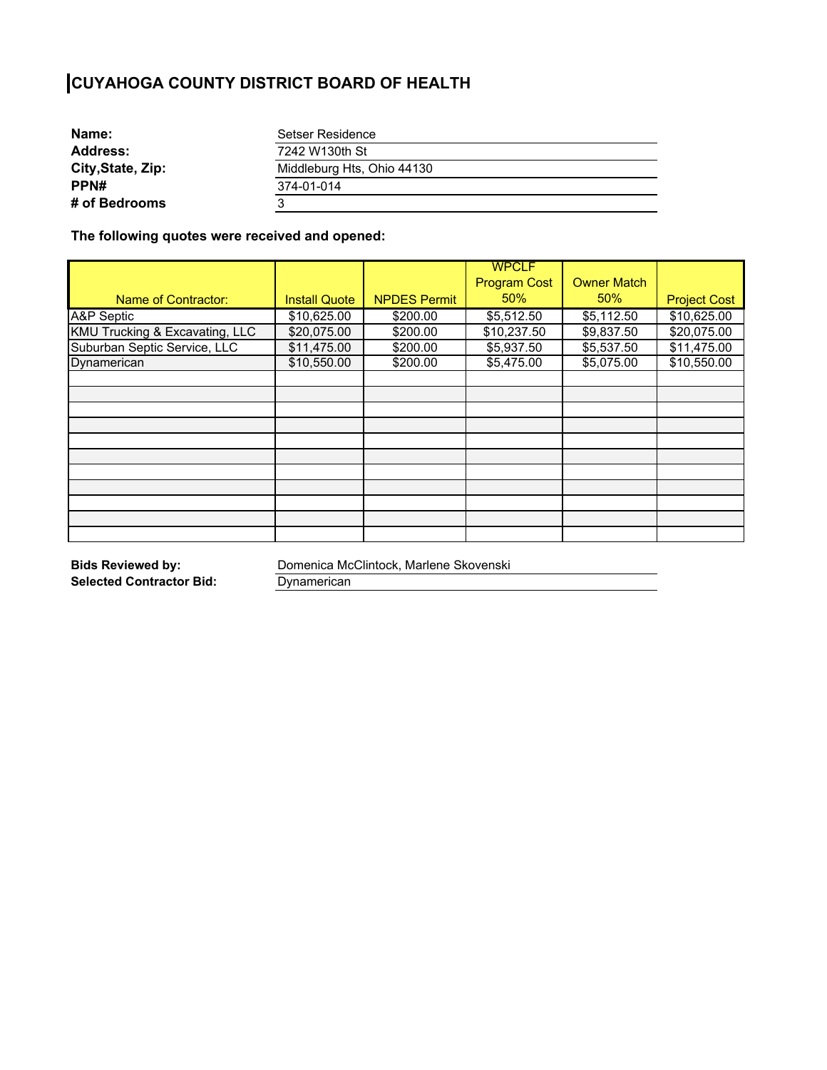# CUYAHOGA COUNTY DISTRICT BOARD OF HEALTH

| | |
|---|---|
| **Name:** | Setser Residence |
| **Address:** | 7242 W130th St |
| **City,State, Zip:** | Middleburg Hts, Ohio 44130 |
| **PPN#** | 374-01-014 |
| **# of Bedrooms** | 3 |

**The following quotes were received and opened:**

| Name of Contractor: | Install Quote | NPDES Permit | WPCLF Program Cost 50% | Owner Match 50% | Project Cost |
|---|---|---|---|---|---|
| A&P Septic | $10,625.00 | $200.00 | $5,512.50 | $5,112.50 | $10,625.00 |
| KMU Trucking & Excavating, LLC | $20,075.00 | $200.00 | $10,237.50 | $9,837.50 | $20,075.00 |
| Suburban Septic Service, LLC | $11,475.00 | $200.00 | $5,937.50 | $5,537.50 | $11,475.00 |
| Dynamerican | $10,550.00 | $200.00 | $5,475.00 | $5,075.00 | $10,550.00 |
| | | | | | |
| | | | | | |
| | | | | | |
| | | | | | |
| | | | | | |
| | | | | | |
| | | | | | |
| | | | | | |
| | | | | | |
| | | | | | |
| | | | | | |

| | |
|---|---|
| **Bids Reviewed by:** | Domenica McClintock, Marlene Skovenski |
| **Selected Contractor Bid:** | Dynamerican |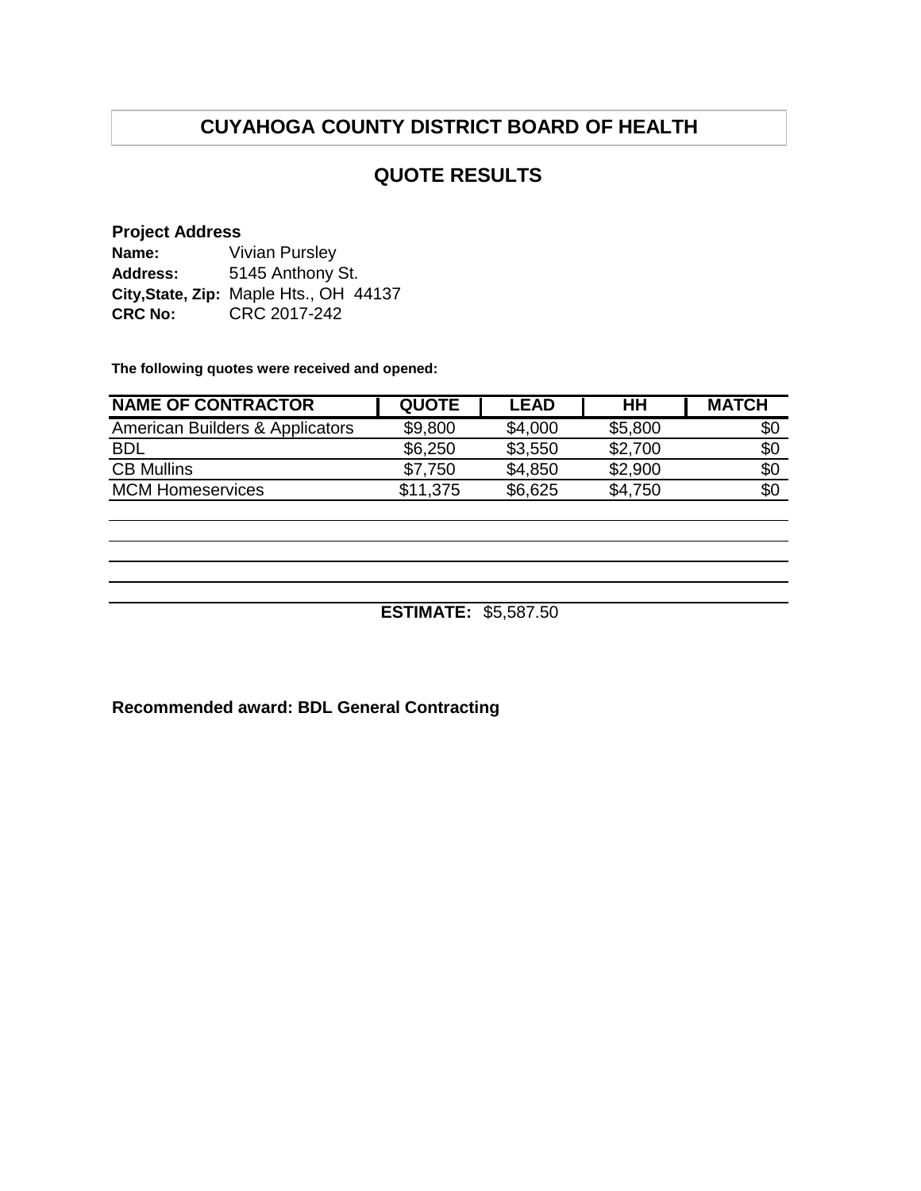# CUYAHOGA COUNTY DISTRICT BOARD OF HEALTH

## QUOTE RESULTS

**Project Address**

**Name:** Vivian Pursley
**Address:** 5145 Anthony St.
**City,State, Zip:** Maple Hts., OH 44137
**CRC No:** CRC 2017-242

**The following quotes were received and opened:**

| NAME OF CONTRACTOR | QUOTE | LEAD | HH | MATCH |
|---|---|---|---|---|
| American Builders & Applicators | $9,800 | $4,000 | $5,800 | $0 |
| BDL | $6,250 | $3,550 | $2,700 | $0 |
| CB Mullins | $7,750 | $4,850 | $2,900 | $0 |
| MCM Homeservices | $11,375 | $6,625 | $4,750 | $0 |

**ESTIMATE:** $5,587.50

**Recommended award: BDL General Contracting**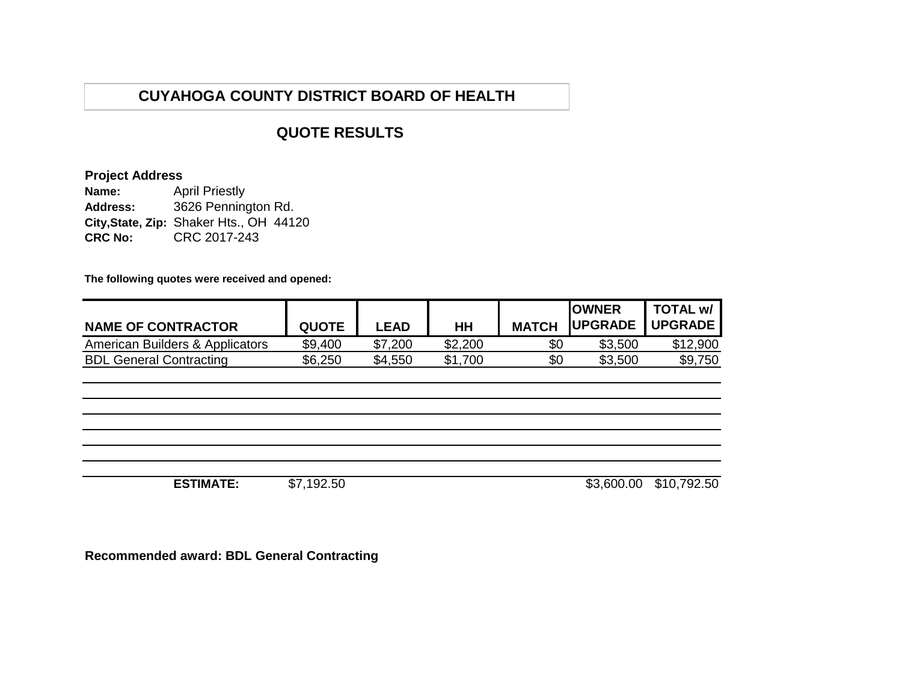# CUYAHOGA COUNTY DISTRICT BOARD OF HEALTH

## QUOTE RESULTS

**Project Address**
**Name:** April Priestly
**Address:** 3626 Pennington Rd.
**City,State, Zip:** Shaker Hts., OH 44120
**CRC No:** CRC 2017-243

**The following quotes were received and opened:**

| NAME OF CONTRACTOR | QUOTE | LEAD | HH | MATCH | OWNER UPGRADE | TOTAL w/ UPGRADE |
|---|---|---|---|---|---|---|
| American Builders & Applicators | $9,400 | $7,200 | $2,200 | $0 | $3,500 | $12,900 |
| BDL General Contracting | $6,250 | $4,550 | $1,700 | $0 | $3,500 | $9,750 |
| | | | | | | |
| | | | | | | |
| | | | | | | |
| | | | | | | |
| | | | | | | |
| | | | | | | |
| **ESTIMATE:** | $7,192.50 | | | | $3,600.00 | $10,792.50 |

**Recommended award: BDL General Contracting**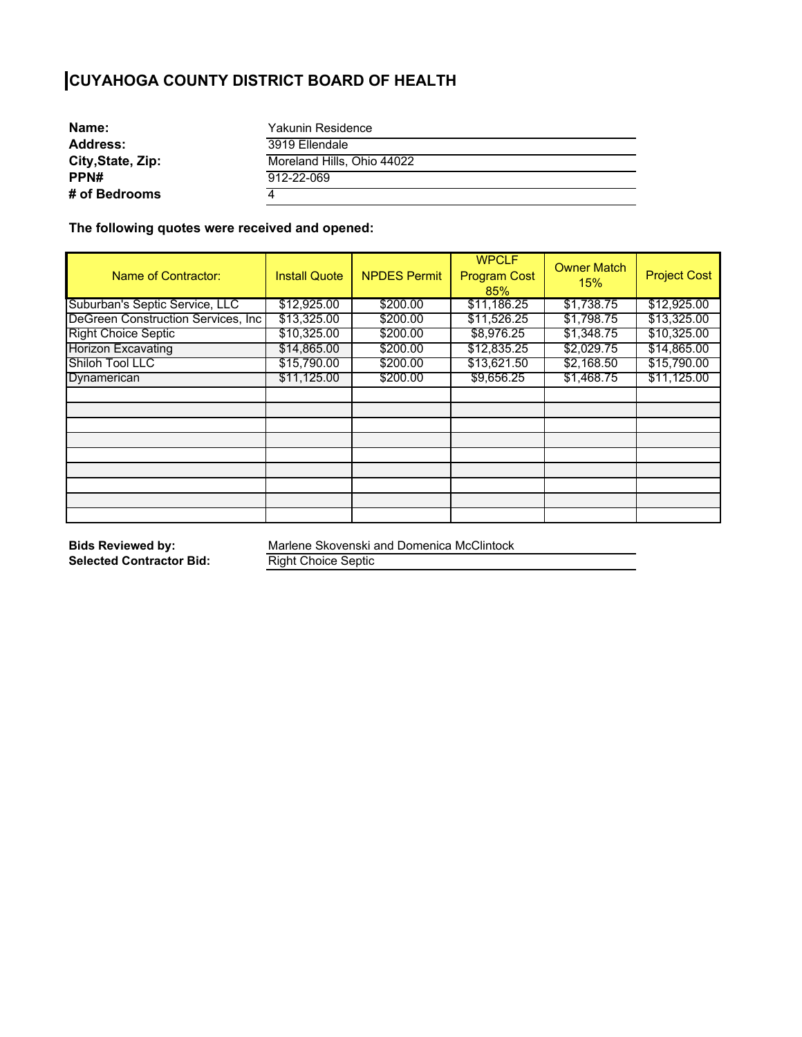# CUYAHOGA COUNTY DISTRICT BOARD OF HEALTH

| | |
|---|---|
| **Name:** | Yakunin Residence |
| **Address:** | 3919 Ellendale |
| **City,State, Zip:** | Moreland Hills, Ohio 44022 |
| **PPN#** | 912-22-069 |
| **# of Bedrooms** | 4 |

**The following quotes were received and opened:**

| Name of Contractor: | Install Quote | NPDES Permit | WPCLF Program Cost 85% | Owner Match 15% | Project Cost |
|---|---|---|---|---|---|
| Suburban's Septic Service, LLC | $12,925.00 | $200.00 | $11,186.25 | $1,738.75 | $12,925.00 |
| DeGreen Construction Services, Inc | $13,325.00 | $200.00 | $11,526.25 | $1,798.75 | $13,325.00 |
| Right Choice Septic | $10,325.00 | $200.00 | $8,976.25 | $1,348.75 | $10,325.00 |
| Horizon Excavating | $14,865.00 | $200.00 | $12,835.25 | $2,029.75 | $14,865.00 |
| Shiloh Tool LLC | $15,790.00 | $200.00 | $13,621.50 | $2,168.50 | $15,790.00 |
| Dynamerican | $11,125.00 | $200.00 | $9,656.25 | $1,468.75 | $11,125.00 |
| | | | | | |
| | | | | | |
| | | | | | |
| | | | | | |
| | | | | | |
| | | | | | |
| | | | | | |
| | | | | | |
| | | | | | |

| | |
|---|---|
| **Bids Reviewed by:** | Marlene Skovenski and Domenica McClintock |
| **Selected Contractor Bid:** | Right Choice Septic |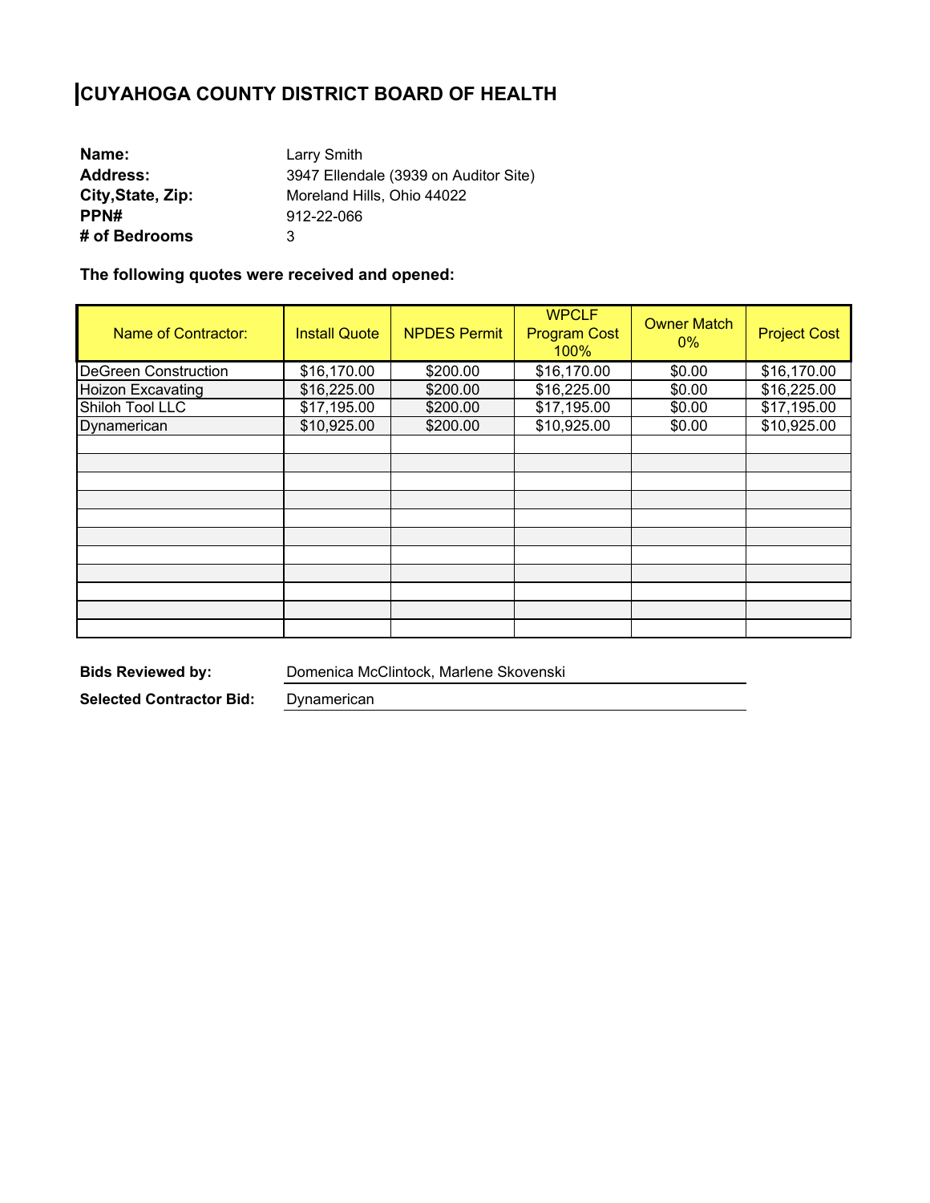# CUYAHOGA COUNTY DISTRICT BOARD OF HEALTH

**Name:** Larry Smith
**Address:** 3947 Ellendale (3939 on Auditor Site)
**City,State, Zip:** Moreland Hills, Ohio 44022
**PPN#** 912-22-066
**# of Bedrooms** 3

**The following quotes were received and opened:**

| Name of Contractor: | Install Quote | NPDES Permit | WPCLF Program Cost 100% | Owner Match 0% | Project Cost |
|---|---|---|---|---|---|
| DeGreen Construction | $16,170.00 | $200.00 | $16,170.00 | $0.00 | $16,170.00 |
| Hoizon Excavating | $16,225.00 | $200.00 | $16,225.00 | $0.00 | $16,225.00 |
| Shiloh Tool LLC | $17,195.00 | $200.00 | $17,195.00 | $0.00 | $17,195.00 |
| Dynamerican | $10,925.00 | $200.00 | $10,925.00 | $0.00 | $10,925.00 |
| | | | | | |
| | | | | | |
| | | | | | |
| | | | | | |
| | | | | | |
| | | | | | |
| | | | | | |
| | | | | | |
| | | | | | |
| | | | | | |
| | | | | | |

**Bids Reviewed by:** Domenica McClintock, Marlene Skovenski

**Selected Contractor Bid:** Dynamerican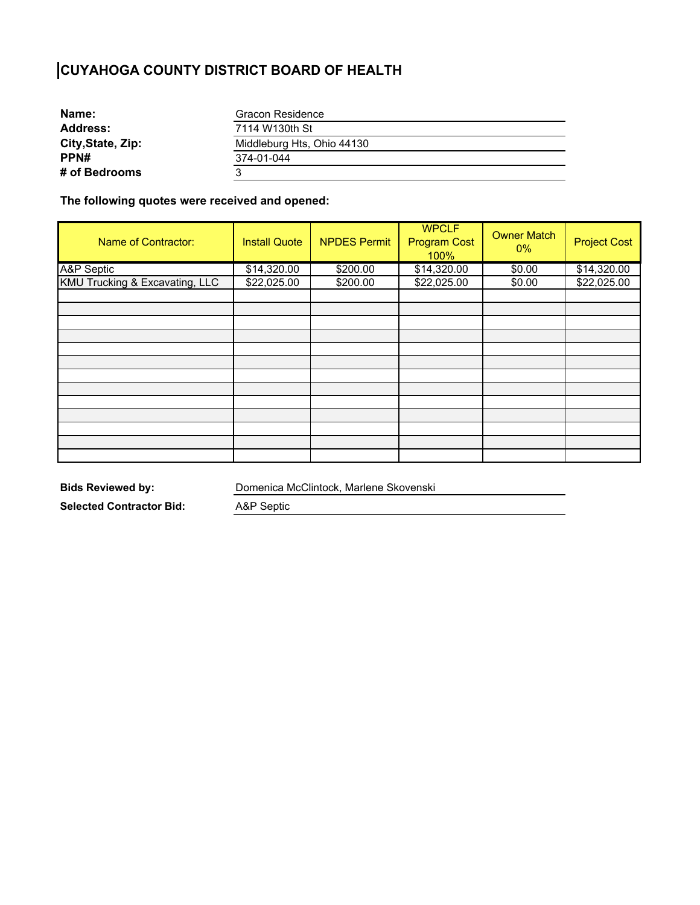# CUYAHOGA COUNTY DISTRICT BOARD OF HEALTH

| | |
|---|---|
| **Name:** | Gracon Residence |
| **Address:** | 7114 W130th St |
| **City,State, Zip:** | Middleburg Hts, Ohio 44130 |
| **PPN#** | 374-01-044 |
| **# of Bedrooms** | 3 |

**The following quotes were received and opened:**

| Name of Contractor: | Install Quote | NPDES Permit | WPCLF Program Cost 100% | Owner Match 0% | Project Cost |
|---|---|---|---|---|---|
| A&P Septic | $14,320.00 | $200.00 | $14,320.00 | $0.00 | $14,320.00 |
| KMU Trucking & Excavating, LLC | $22,025.00 | $200.00 | $22,025.00 | $0.00 | $22,025.00 |
| | | | | | |
| | | | | | |
| | | | | | |
| | | | | | |
| | | | | | |
| | | | | | |
| | | | | | |
| | | | | | |
| | | | | | |
| | | | | | |
| | | | | | |
| | | | | | |
| | | | | | |

| | |
|---|---|
| **Bids Reviewed by:** | Domenica McClintock, Marlene Skovenski |
| **Selected Contractor Bid:** | A&P Septic |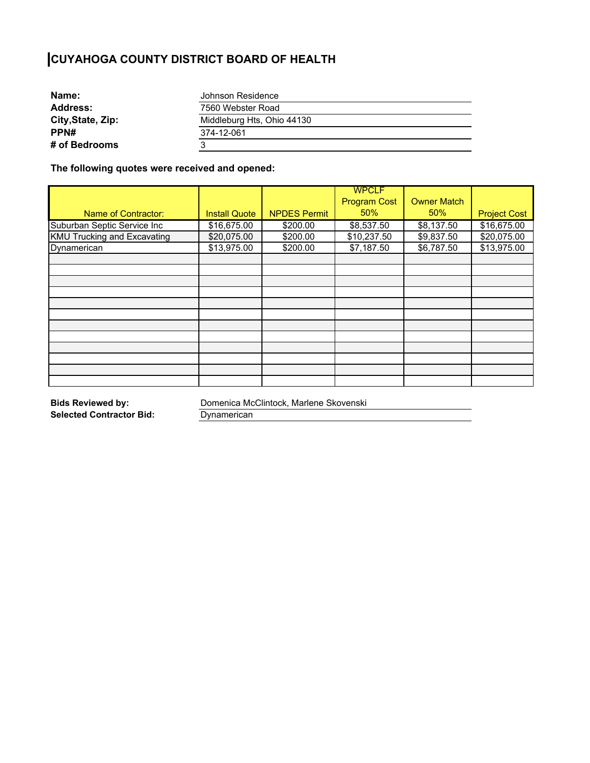# CUYAHOGA COUNTY DISTRICT BOARD OF HEALTH

| | |
|---|---|
| **Name:** | Johnson Residence |
| **Address:** | 7560 Webster Road |
| **City,State, Zip:** | Middleburg Hts, Ohio 44130 |
| **PPN#** | 374-12-061 |
| **# of Bedrooms** | 3 |

**The following quotes were received and opened:**

| Name of Contractor: | Install Quote | NPDES Permit | WPCLF Program Cost 50% | Owner Match 50% | Project Cost |
|---|---|---|---|---|---|
| Suburban Septic Service Inc | $16,675.00 | $200.00 | $8,537.50 | $8,137.50 | $16,675.00 |
| KMU Trucking and Excavating | $20,075.00 | $200.00 | $10,237.50 | $9,837.50 | $20,075.00 |
| Dynamerican | $13,975.00 | $200.00 | $7,187.50 | $6,787.50 | $13,975.00 |
| | | | | | |
| | | | | | |
| | | | | | |
| | | | | | |
| | | | | | |
| | | | | | |
| | | | | | |
| | | | | | |
| | | | | | |
| | | | | | |
| | | | | | |
| | | | | | |

| | |
|---|---|
| **Bids Reviewed by:** | Domenica McClintock, Marlene Skovenski |
| **Selected Contractor Bid:** | Dynamerican |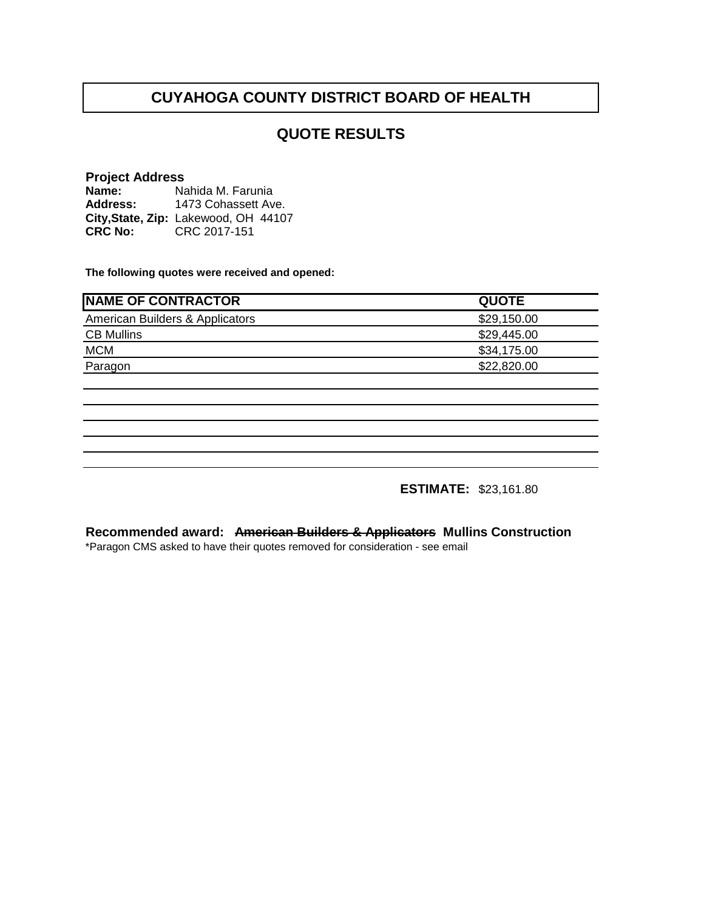# CUYAHOGA COUNTY DISTRICT BOARD OF HEALTH

## QUOTE RESULTS

**Project Address**
**Name:** Nahida M. Farunia
**Address:** 1473 Cohassett Ave.
**City,State, Zip:** Lakewood, OH 44107
**CRC No:** CRC 2017-151

**The following quotes were received and opened:**

| NAME OF CONTRACTOR | QUOTE |
|---|---|
| American Builders & Applicators | $29,150.00 |
| CB Mullins | $29,445.00 |
| MCM | $34,175.00 |
| Paragon | $22,820.00 |

**ESTIMATE:** $23,161.80

**Recommended award:** ~~**American Builders & Applicators**~~ **Mullins Construction**

*Paragon CMS asked to have their quotes removed for consideration - see email